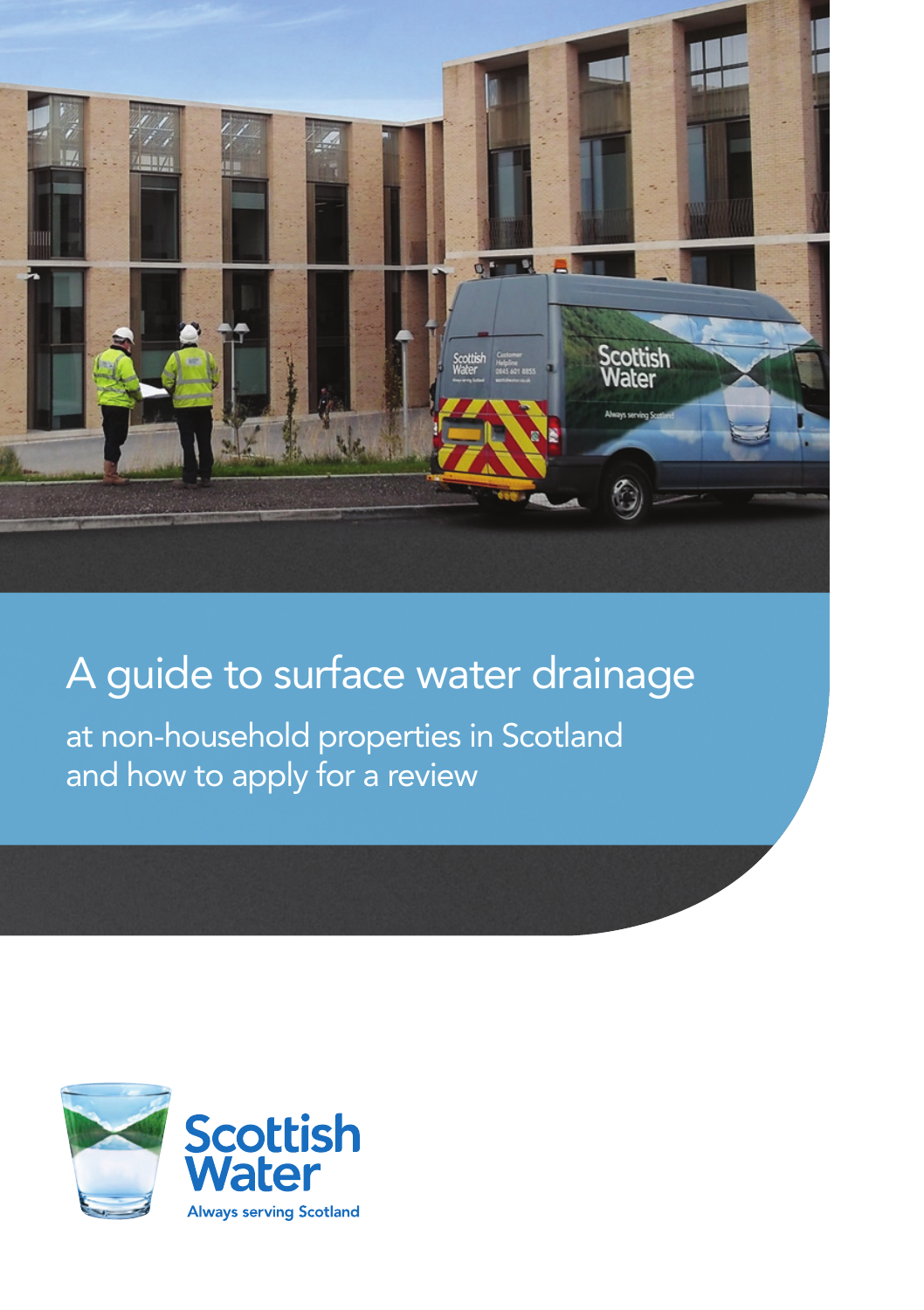# A guide to surface water drainage

at non-household properties in Scotland and how to apply for a review

Scottish Water

Always serving Scotland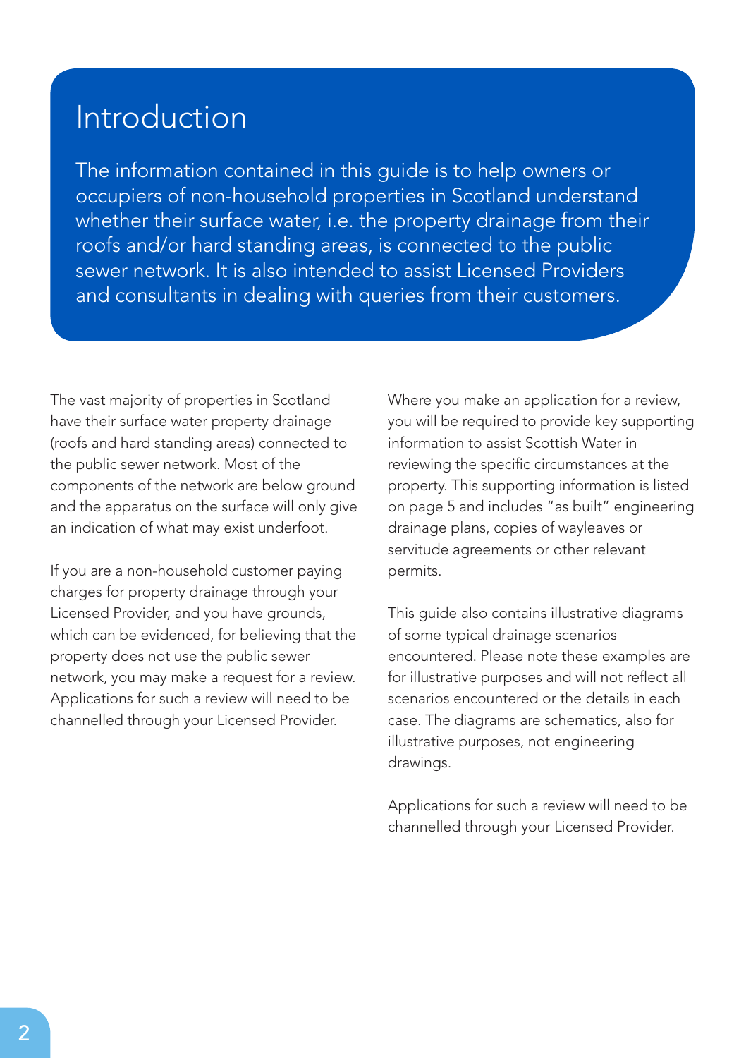# Introduction

The information contained in this guide is to help owners or occupiers of non-household properties in Scotland understand whether their surface water, i.e. the property drainage from their roofs and/or hard standing areas, is connected to the public sewer network. It is also intended to assist Licensed Providers and consultants in dealing with queries from their customers.

The vast majority of properties in Scotland have their surface water property drainage (roofs and hard standing areas) connected to the public sewer network. Most of the components of the network are below ground and the apparatus on the surface will only give an indication of what may exist underfoot.

If you are a non-household customer paying charges for property drainage through your Licensed Provider, and you have grounds, which can be evidenced, for believing that the property does not use the public sewer network, you may make a request for a review. Applications for such a review will need to be channelled through your Licensed Provider.

Where you make an application for a review, you will be required to provide key supporting information to assist Scottish Water in reviewing the specific circumstances at the property. This supporting information is listed on page 5 and includes "as built" engineering drainage plans, copies of wayleaves or servitude agreements or other relevant permits.

This guide also contains illustrative diagrams of some typical drainage scenarios encountered. Please note these examples are for illustrative purposes and will not reflect all scenarios encountered or the details in each case. The diagrams are schematics, also for illustrative purposes, not engineering drawings.

Applications for such a review will need to be channelled through your Licensed Provider.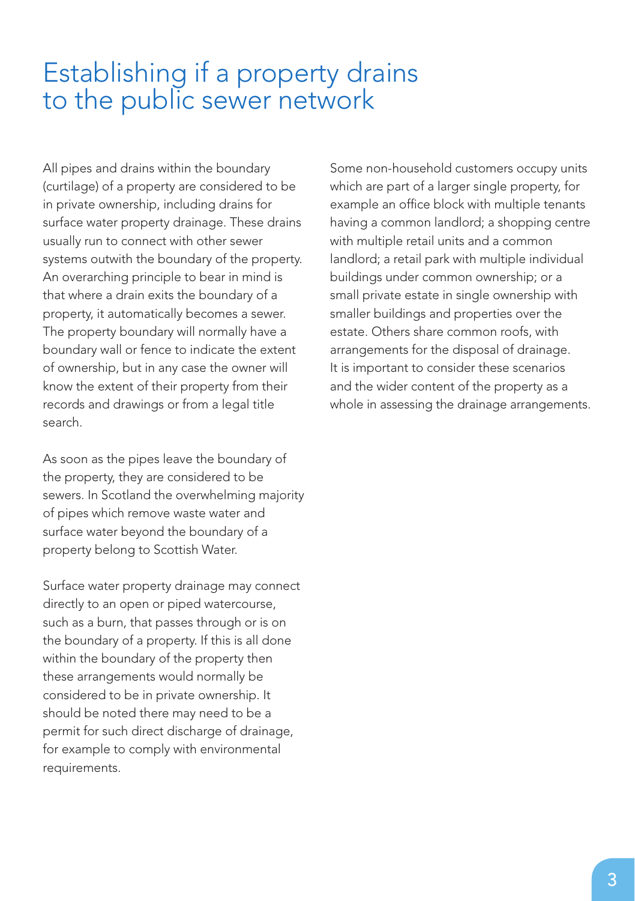# Establishing if a property drains to the public sewer network

All pipes and drains within the boundary (curtilage) of a property are considered to be in private ownership, including drains for surface water property drainage. These drains usually run to connect with other sewer systems outwith the boundary of the property. An overarching principle to bear in mind is that where a drain exits the boundary of a property, it automatically becomes a sewer. The property boundary will normally have a boundary wall or fence to indicate the extent of ownership, but in any case the owner will know the extent of their property from their records and drawings or from a legal title search.

As soon as the pipes leave the boundary of the property, they are considered to be sewers. In Scotland the overwhelming majority of pipes which remove waste water and surface water beyond the boundary of a property belong to Scottish Water.

Surface water property drainage may connect directly to an open or piped watercourse, such as a burn, that passes through or is on the boundary of a property. If this is all done within the boundary of the property then these arrangements would normally be considered to be in private ownership. It should be noted there may need to be a permit for such direct discharge of drainage, for example to comply with environmental requirements.

Some non-household customers occupy units which are part of a larger single property, for example an office block with multiple tenants having a common landlord; a shopping centre with multiple retail units and a common landlord; a retail park with multiple individual buildings under common ownership; or a small private estate in single ownership with smaller buildings and properties over the estate. Others share common roofs, with arrangements for the disposal of drainage. It is important to consider these scenarios and the wider content of the property as a whole in assessing the drainage arrangements.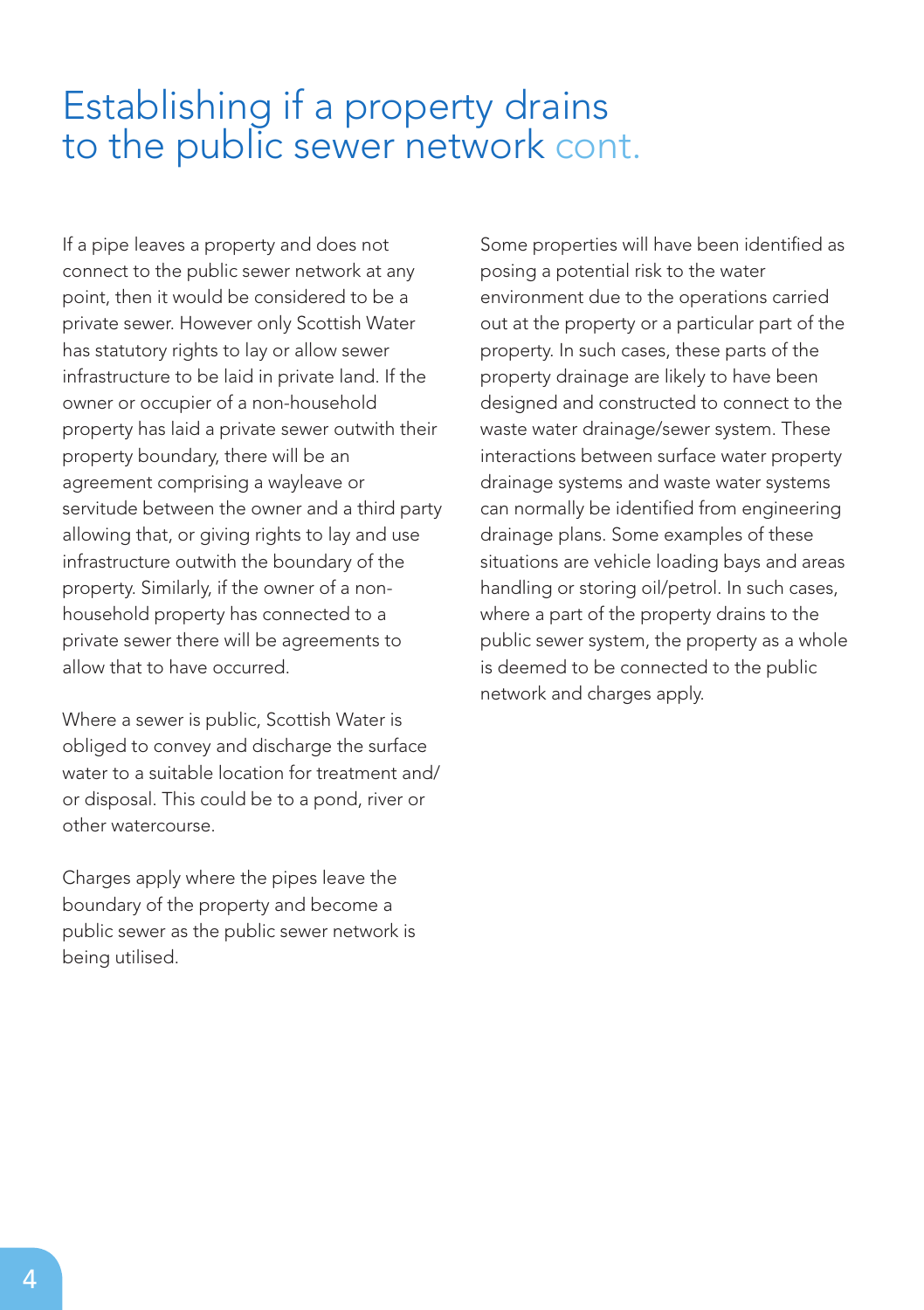# Establishing if a property drains to the public sewer network cont.

If a pipe leaves a property and does not connect to the public sewer network at any point, then it would be considered to be a private sewer. However only Scottish Water has statutory rights to lay or allow sewer infrastructure to be laid in private land. If the owner or occupier of a non-household property has laid a private sewer outwith their property boundary, there will be an agreement comprising a wayleave or servitude between the owner and a third party allowing that, or giving rights to lay and use infrastructure outwith the boundary of the property. Similarly, if the owner of a non-household property has connected to a private sewer there will be agreements to allow that to have occurred.

Where a sewer is public, Scottish Water is obliged to convey and discharge the surface water to a suitable location for treatment and/or disposal. This could be to a pond, river or other watercourse.

Charges apply where the pipes leave the boundary of the property and become a public sewer as the public sewer network is being utilised.

Some properties will have been identified as posing a potential risk to the water environment due to the operations carried out at the property or a particular part of the property. In such cases, these parts of the property drainage are likely to have been designed and constructed to connect to the waste water drainage/sewer system. These interactions between surface water property drainage systems and waste water systems can normally be identified from engineering drainage plans. Some examples of these situations are vehicle loading bays and areas handling or storing oil/petrol. In such cases, where a part of the property drains to the public sewer system, the property as a whole is deemed to be connected to the public network and charges apply.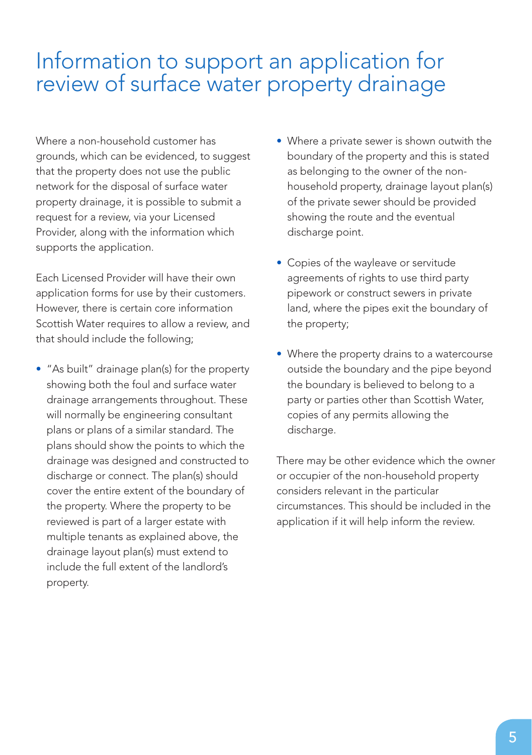# Information to support an application for review of surface water property drainage

Where a non-household customer has grounds, which can be evidenced, to suggest that the property does not use the public network for the disposal of surface water property drainage, it is possible to submit a request for a review, via your Licensed Provider, along with the information which supports the application.

Each Licensed Provider will have their own application forms for use by their customers. However, there is certain core information Scottish Water requires to allow a review, and that should include the following;

- "As built" drainage plan(s) for the property showing both the foul and surface water drainage arrangements throughout. These will normally be engineering consultant plans or plans of a similar standard. The plans should show the points to which the drainage was designed and constructed to discharge or connect. The plan(s) should cover the entire extent of the boundary of the property. Where the property to be reviewed is part of a larger estate with multiple tenants as explained above, the drainage layout plan(s) must extend to include the full extent of the landlord's property.
- Where a private sewer is shown outwith the boundary of the property and this is stated as belonging to the owner of the non-household property, drainage layout plan(s) of the private sewer should be provided showing the route and the eventual discharge point.
- Copies of the wayleave or servitude agreements of rights to use third party pipework or construct sewers in private land, where the pipes exit the boundary of the property;
- Where the property drains to a watercourse outside the boundary and the pipe beyond the boundary is believed to belong to a party or parties other than Scottish Water, copies of any permits allowing the discharge.

There may be other evidence which the owner or occupier of the non-household property considers relevant in the particular circumstances. This should be included in the application if it will help inform the review.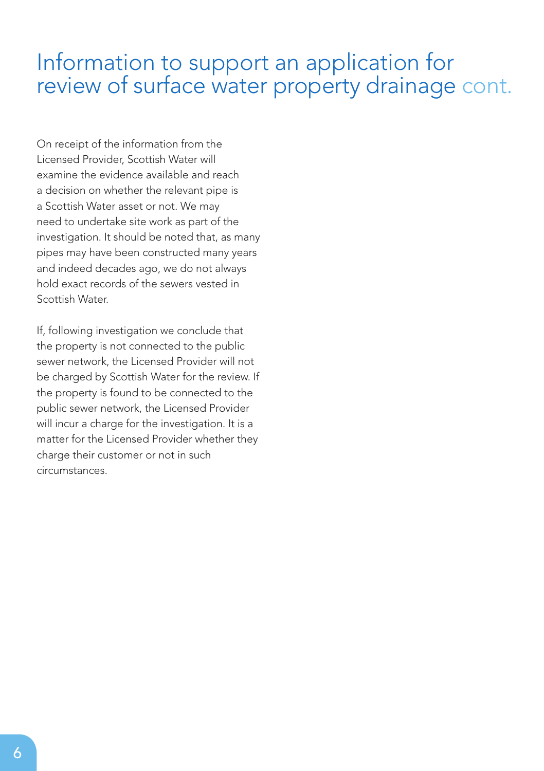# Information to support an application for review of surface water property drainage cont.

On receipt of the information from the Licensed Provider, Scottish Water will examine the evidence available and reach a decision on whether the relevant pipe is a Scottish Water asset or not. We may need to undertake site work as part of the investigation. It should be noted that, as many pipes may have been constructed many years and indeed decades ago, we do not always hold exact records of the sewers vested in Scottish Water.

If, following investigation we conclude that the property is not connected to the public sewer network, the Licensed Provider will not be charged by Scottish Water for the review. If the property is found to be connected to the public sewer network, the Licensed Provider will incur a charge for the investigation. It is a matter for the Licensed Provider whether they charge their customer or not in such circumstances.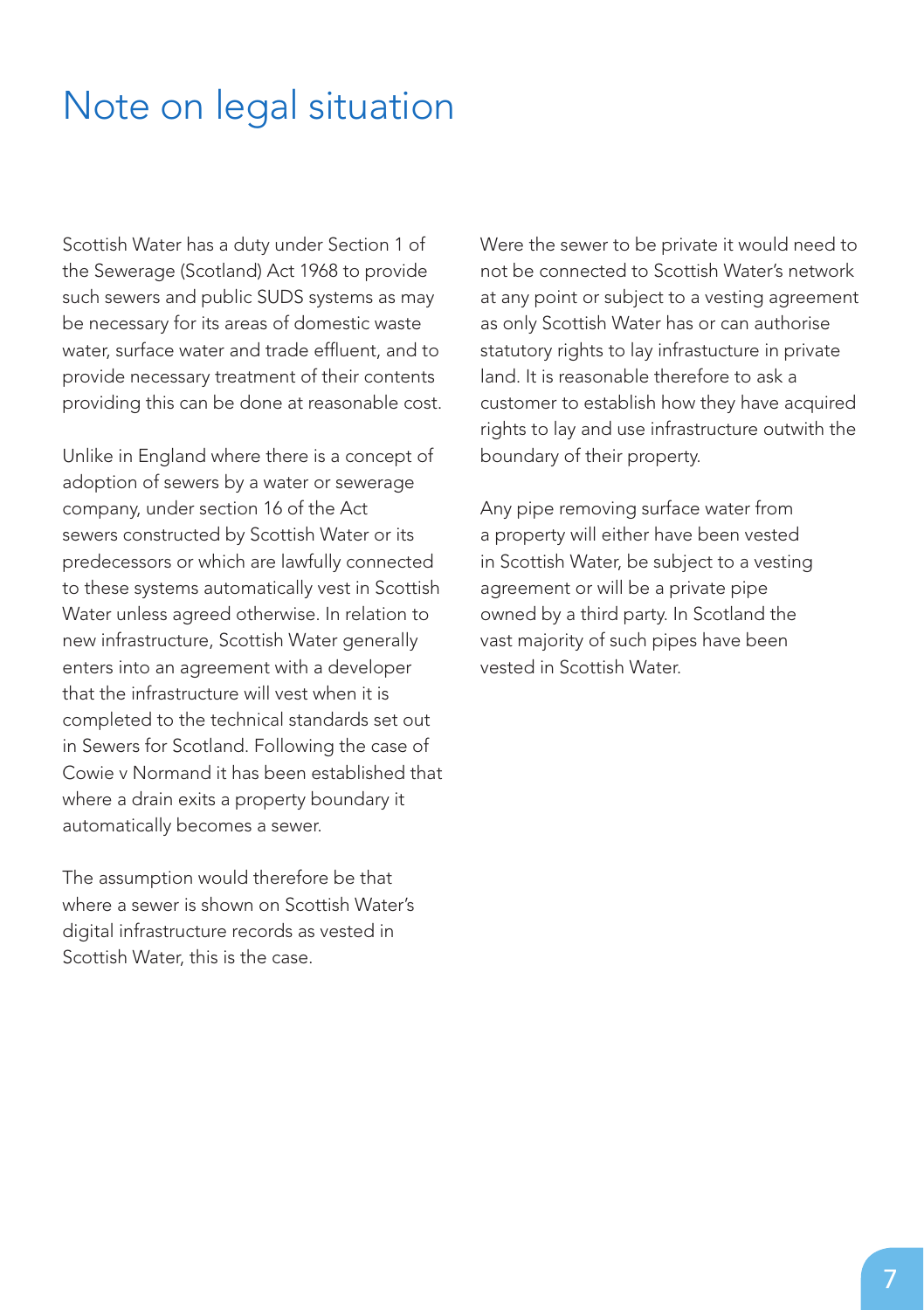# Note on legal situation

Scottish Water has a duty under Section 1 of the Sewerage (Scotland) Act 1968 to provide such sewers and public SUDS systems as may be necessary for its areas of domestic waste water, surface water and trade effluent, and to provide necessary treatment of their contents providing this can be done at reasonable cost.

Unlike in England where there is a concept of adoption of sewers by a water or sewerage company, under section 16 of the Act sewers constructed by Scottish Water or its predecessors or which are lawfully connected to these systems automatically vest in Scottish Water unless agreed otherwise. In relation to new infrastructure, Scottish Water generally enters into an agreement with a developer that the infrastructure will vest when it is completed to the technical standards set out in Sewers for Scotland. Following the case of Cowie v Normand it has been established that where a drain exits a property boundary it automatically becomes a sewer.

The assumption would therefore be that where a sewer is shown on Scottish Water's digital infrastructure records as vested in Scottish Water, this is the case.

Were the sewer to be private it would need to not be connected to Scottish Water's network at any point or subject to a vesting agreement as only Scottish Water has or can authorise statutory rights to lay infrastucture in private land. It is reasonable therefore to ask a customer to establish how they have acquired rights to lay and use infrastructure outwith the boundary of their property.

Any pipe removing surface water from a property will either have been vested in Scottish Water, be subject to a vesting agreement or will be a private pipe owned by a third party. In Scotland the vast majority of such pipes have been vested in Scottish Water.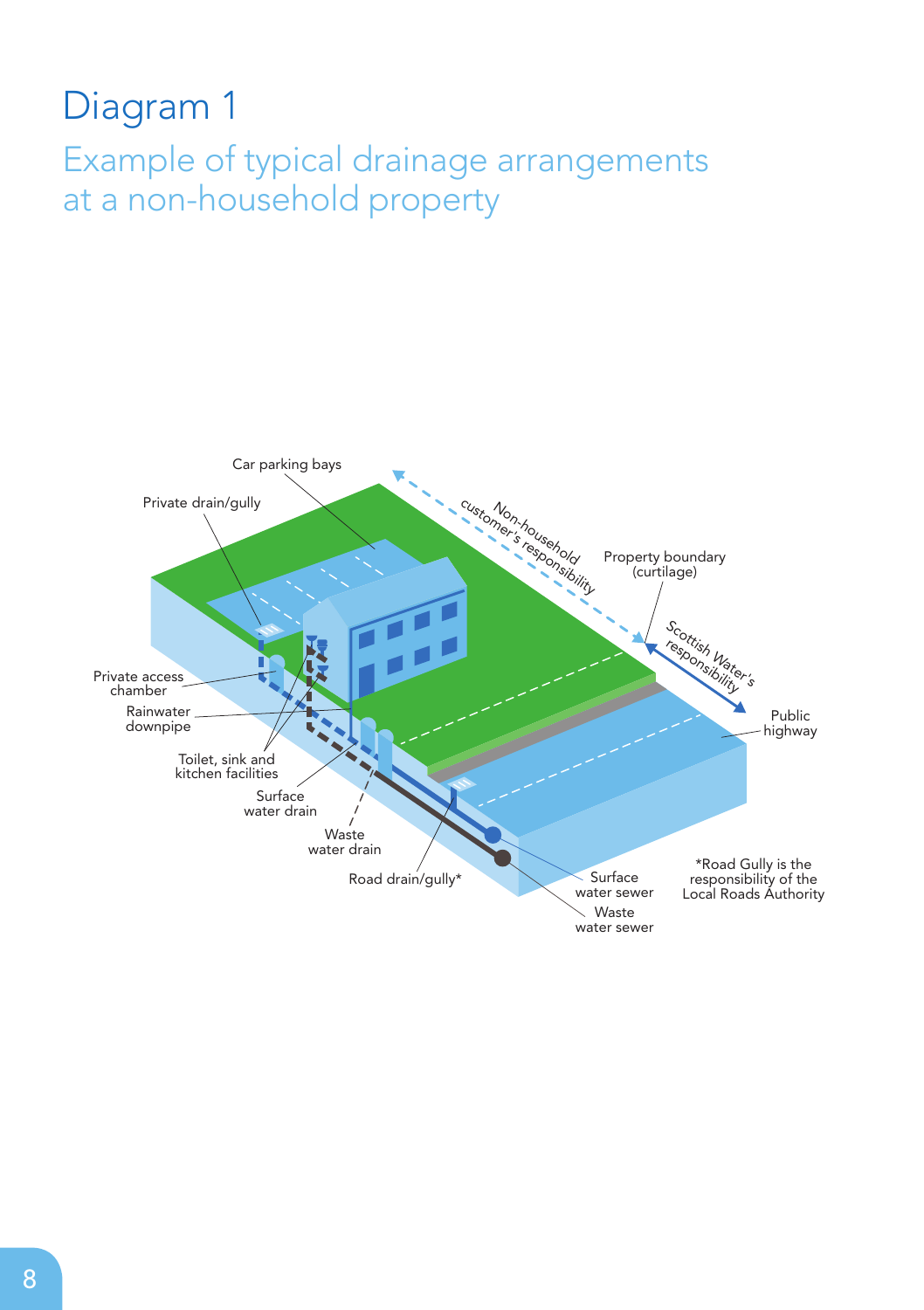# Diagram 1

## Example of typical drainage arrangements at a non-household property

Car parking bays

Private drain/gully

Non-household customer's responsibility

Property boundary (curtilage)

Scottish Water's responsibility

Private access chamber

Rainwater downpipe

Public highway

Toilet, sink and kitchen facilities

Surface water drain

Waste water drain

Road drain/gully*

Surface water sewer

Waste water sewer

*Road Gully is the responsibility of the Local Roads Authority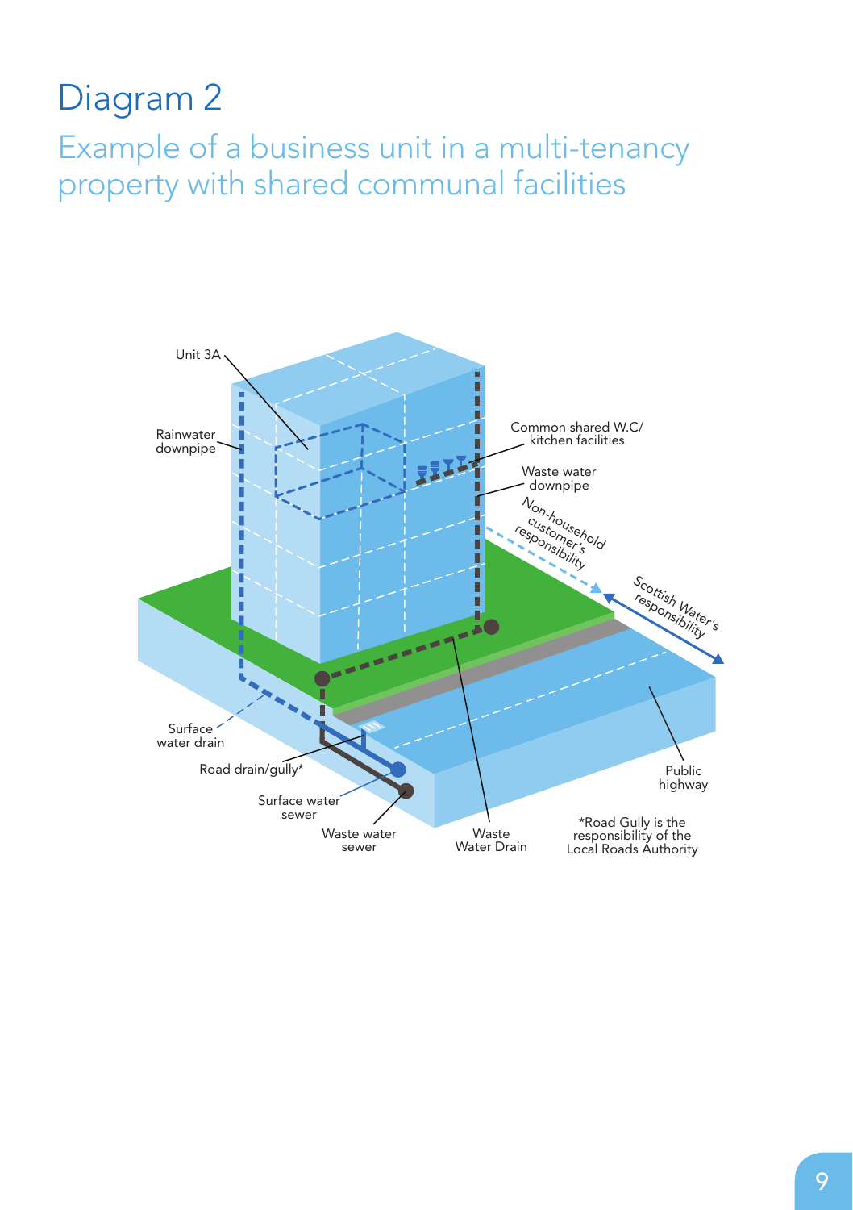# Diagram 2

## Example of a business unit in a multi-tenancy property with shared communal facilities

Unit 3A

Rainwater downpipe

Common shared W.C/ kitchen facilities

Waste water downpipe

Non-household customer's responsibility

Scottish Water's responsibility

Surface water drain

Road drain/gully*

Surface water sewer

Waste water sewer

Waste Water Drain

Public highway

*Road Gully is the responsibility of the Local Roads Authority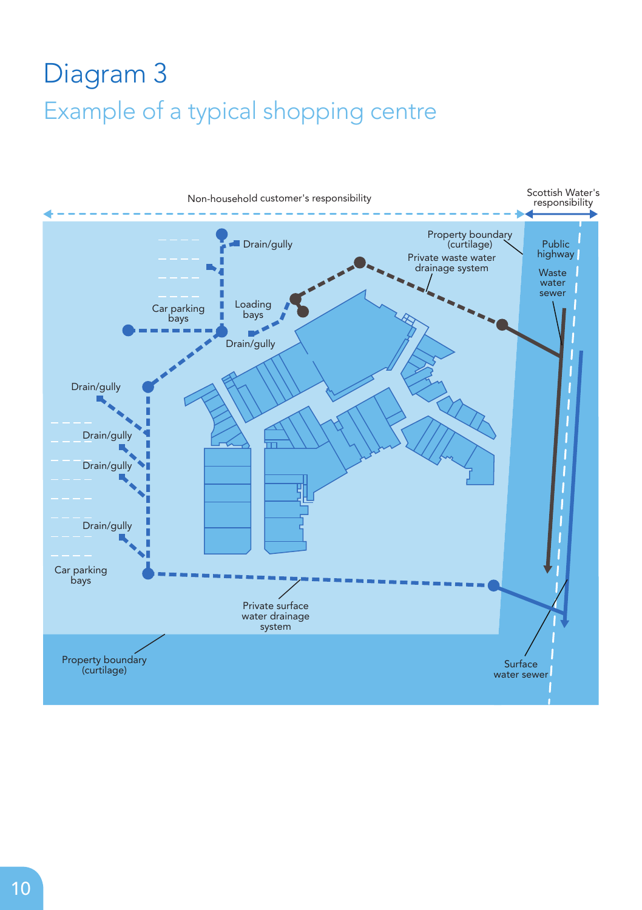# Diagram 3

## Example of a typical shopping centre

Non-household customer's responsibility

Scottish Water's responsibility

Property boundary (curtilage)

Public highway

Waste water sewer

Private waste water drainage system

Drain/gully

Loading bays

Car parking bays

Drain/gully

Drain/gully

Drain/gully

Drain/gully

Drain/gully

Car parking bays

Private surface water drainage system

Property boundary (curtilage)

Surface water sewer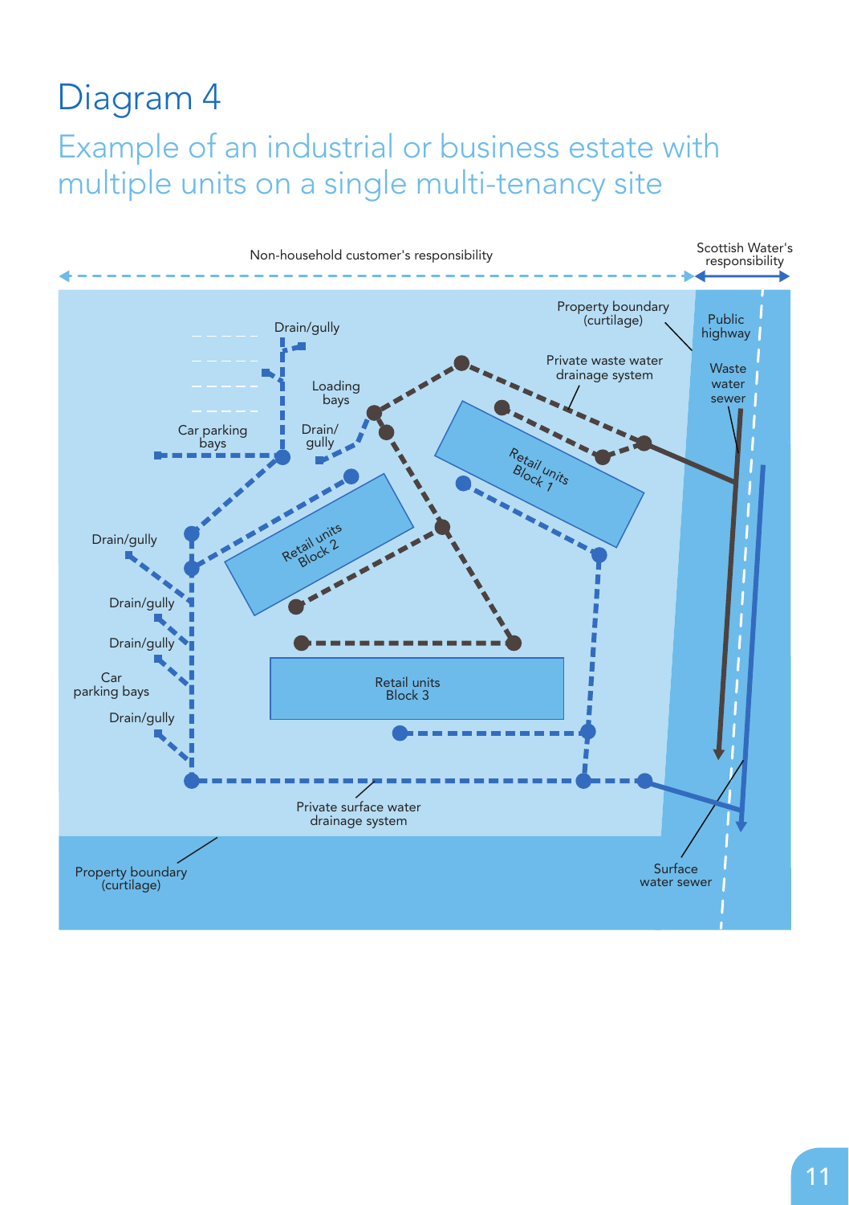# Diagram 4

## Example of an industrial or business estate with multiple units on a single multi-tenancy site

Non-household customer's responsibility

Scottish Water's responsibility

Property boundary (curtilage)

Public highway

Waste water sewer

Private waste water drainage system

Drain/gully

Loading bays

Drain/ gully

Car parking bays

Retail units Block 1

Retail units Block 2

Retail units Block 3

Drain/gully

Drain/gully

Drain/gully

Car parking bays

Drain/gully

Private surface water drainage system

Property boundary (curtilage)

Surface water sewer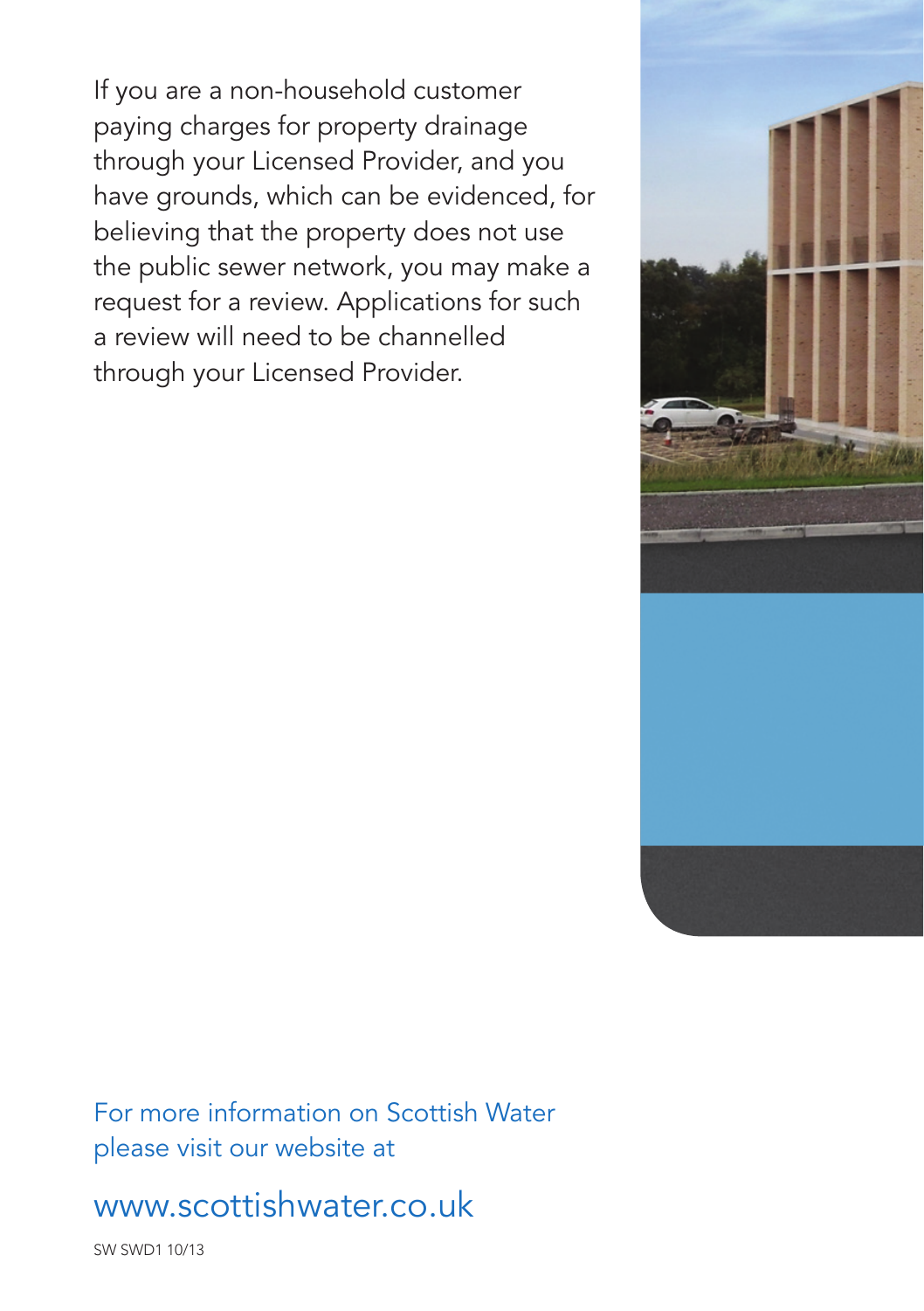If you are a non-household customer paying charges for property drainage through your Licensed Provider, and you have grounds, which can be evidenced, for believing that the property does not use the public sewer network, you may make a request for a review. Applications for such a review will need to be channelled through your Licensed Provider.

For more information on Scottish Water please visit our website at

www.scottishwater.co.uk

SW SWD1 10/13